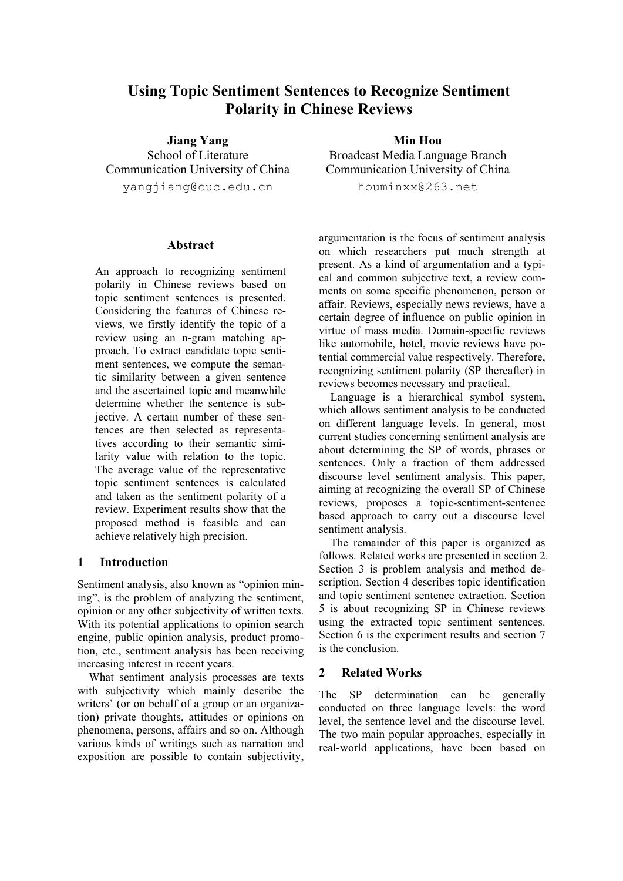# Using Topic Sentiment Sentences to Recognize Sentiment Polarity in Chinese Reviews

**Jiang Yang**
School of Literature
Communication University of China
yangjiang@cuc.edu.cn

**Min Hou**
Broadcast Media Language Branch
Communication University of China
houminxx@263.net

## Abstract

An approach to recognizing sentiment polarity in Chinese reviews based on topic sentiment sentences is presented. Considering the features of Chinese reviews, we firstly identify the topic of a review using an n-gram matching approach. To extract candidate topic sentiment sentences, we compute the semantic similarity between a given sentence and the ascertained topic and meanwhile determine whether the sentence is subjective. A certain number of these sentences are then selected as representatives according to their semantic similarity value with relation to the topic. The average value of the representative topic sentiment sentences is calculated and taken as the sentiment polarity of a review. Experiment results show that the proposed method is feasible and can achieve relatively high precision.

## 1 Introduction

Sentiment analysis, also known as "opinion mining", is the problem of analyzing the sentiment, opinion or any other subjectivity of written texts. With its potential applications to opinion search engine, public opinion analysis, product promotion, etc., sentiment analysis has been receiving increasing interest in recent years.

What sentiment analysis processes are texts with subjectivity which mainly describe the writers' (or on behalf of a group or an organization) private thoughts, attitudes or opinions on phenomena, persons, affairs and so on. Although various kinds of writings such as narration and exposition are possible to contain subjectivity, argumentation is the focus of sentiment analysis on which researchers put much strength at present. As a kind of argumentation and a typical and common subjective text, a review comments on some specific phenomenon, person or affair. Reviews, especially news reviews, have a certain degree of influence on public opinion in virtue of mass media. Domain-specific reviews like automobile, hotel, movie reviews have potential commercial value respectively. Therefore, recognizing sentiment polarity (SP thereafter) in reviews becomes necessary and practical.

Language is a hierarchical symbol system, which allows sentiment analysis to be conducted on different language levels. In general, most current studies concerning sentiment analysis are about determining the SP of words, phrases or sentences. Only a fraction of them addressed discourse level sentiment analysis. This paper, aiming at recognizing the overall SP of Chinese reviews, proposes a topic-sentiment-sentence based approach to carry out a discourse level sentiment analysis.

The remainder of this paper is organized as follows. Related works are presented in section 2. Section 3 is problem analysis and method description. Section 4 describes topic identification and topic sentiment sentence extraction. Section 5 is about recognizing SP in Chinese reviews using the extracted topic sentiment sentences. Section 6 is the experiment results and section 7 is the conclusion.

## 2 Related Works

The SP determination can be generally conducted on three language levels: the word level, the sentence level and the discourse level. The two main popular approaches, especially in real-world applications, have been based on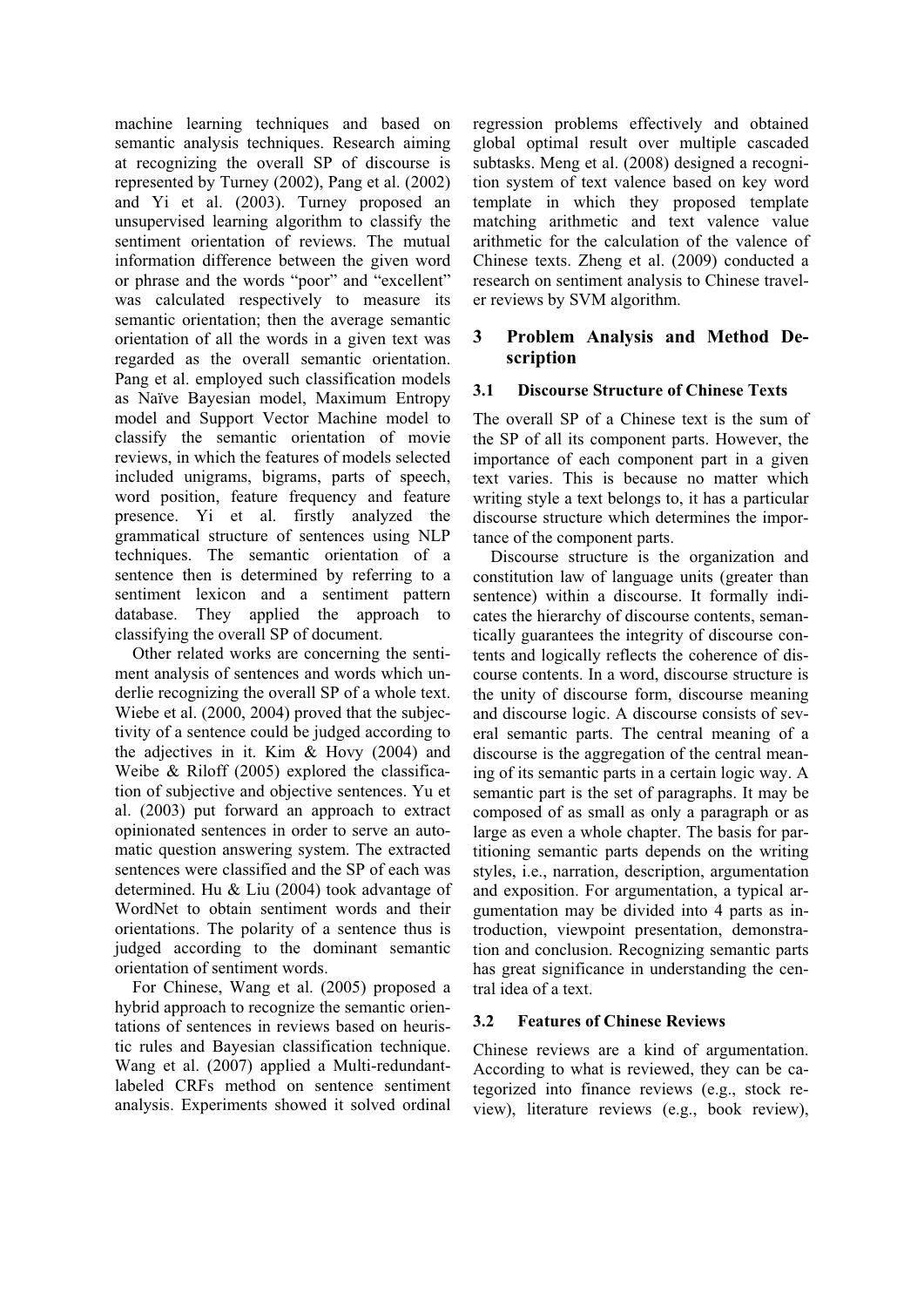machine learning techniques and based on semantic analysis techniques. Research aiming at recognizing the overall SP of discourse is represented by Turney (2002), Pang et al. (2002) and Yi et al. (2003). Turney proposed an unsupervised learning algorithm to classify the sentiment orientation of reviews. The mutual information difference between the given word or phrase and the words "poor" and "excellent" was calculated respectively to measure its semantic orientation; then the average semantic orientation of all the words in a given text was regarded as the overall semantic orientation. Pang et al. employed such classification models as Naïve Bayesian model, Maximum Entropy model and Support Vector Machine model to classify the semantic orientation of movie reviews, in which the features of models selected included unigrams, bigrams, parts of speech, word position, feature frequency and feature presence. Yi et al. firstly analyzed the grammatical structure of sentences using NLP techniques. The semantic orientation of a sentence then is determined by referring to a sentiment lexicon and a sentiment pattern database. They applied the approach to classifying the overall SP of document.

Other related works are concerning the sentiment analysis of sentences and words which underlie recognizing the overall SP of a whole text. Wiebe et al. (2000, 2004) proved that the subjectivity of a sentence could be judged according to the adjectives in it. Kim & Hovy (2004) and Weibe & Riloff (2005) explored the classification of subjective and objective sentences. Yu et al. (2003) put forward an approach to extract opinionated sentences in order to serve an automatic question answering system. The extracted sentences were classified and the SP of each was determined. Hu & Liu (2004) took advantage of WordNet to obtain sentiment words and their orientations. The polarity of a sentence thus is judged according to the dominant semantic orientation of sentiment words.

For Chinese, Wang et al. (2005) proposed a hybrid approach to recognize the semantic orientations of sentences in reviews based on heuristic rules and Bayesian classification technique. Wang et al. (2007) applied a Multi-redundant-labeled CRFs method on sentence sentiment analysis. Experiments showed it solved ordinal regression problems effectively and obtained global optimal result over multiple cascaded subtasks. Meng et al. (2008) designed a recognition system of text valence based on key word template in which they proposed template matching arithmetic and text valence value arithmetic for the calculation of the valence of Chinese texts. Zheng et al. (2009) conducted a research on sentiment analysis to Chinese traveler reviews by SVM algorithm.

## 3 Problem Analysis and Method Description

### 3.1 Discourse Structure of Chinese Texts

The overall SP of a Chinese text is the sum of the SP of all its component parts. However, the importance of each component part in a given text varies. This is because no matter which writing style a text belongs to, it has a particular discourse structure which determines the importance of the component parts.

Discourse structure is the organization and constitution law of language units (greater than sentence) within a discourse. It formally indicates the hierarchy of discourse contents, semantically guarantees the integrity of discourse contents and logically reflects the coherence of discourse contents. In a word, discourse structure is the unity of discourse form, discourse meaning and discourse logic. A discourse consists of several semantic parts. The central meaning of a discourse is the aggregation of the central meaning of its semantic parts in a certain logic way. A semantic part is the set of paragraphs. It may be composed of as small as only a paragraph or as large as even a whole chapter. The basis for partitioning semantic parts depends on the writing styles, i.e., narration, description, argumentation and exposition. For argumentation, a typical argumentation may be divided into 4 parts as introduction, viewpoint presentation, demonstration and conclusion. Recognizing semantic parts has great significance in understanding the central idea of a text.

### 3.2 Features of Chinese Reviews

Chinese reviews are a kind of argumentation. According to what is reviewed, they can be categorized into finance reviews (e.g., stock review), literature reviews (e.g., book review),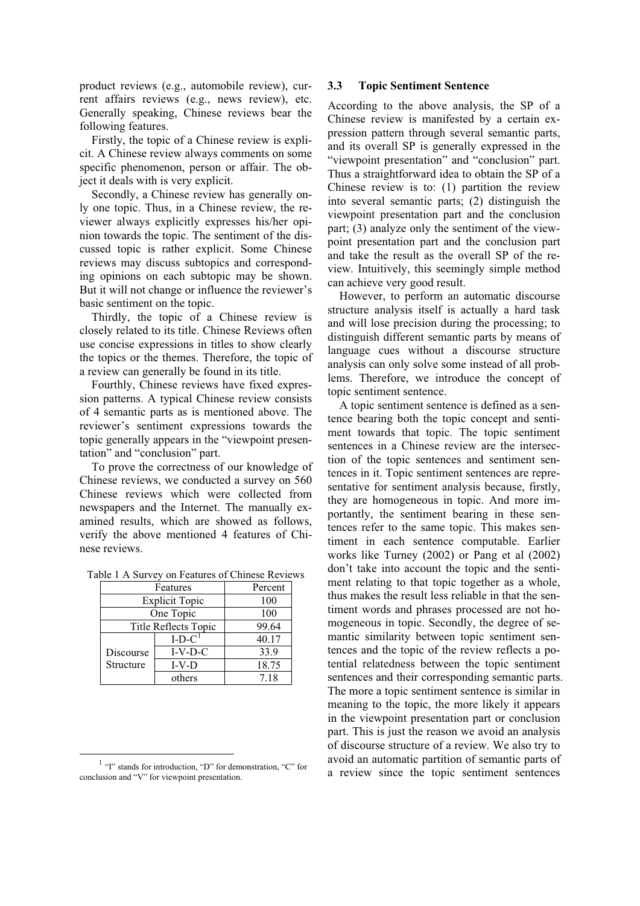product reviews (e.g., automobile review), current affairs reviews (e.g., news review), etc. Generally speaking, Chinese reviews bear the following features.

Firstly, the topic of a Chinese review is explicit. A Chinese review always comments on some specific phenomenon, person or affair. The object it deals with is very explicit.

Secondly, a Chinese review has generally only one topic. Thus, in a Chinese review, the reviewer always explicitly expresses his/her opinion towards the topic. The sentiment of the discussed topic is rather explicit. Some Chinese reviews may discuss subtopics and corresponding opinions on each subtopic may be shown. But it will not change or influence the reviewer's basic sentiment on the topic.

Thirdly, the topic of a Chinese review is closely related to its title. Chinese Reviews often use concise expressions in titles to show clearly the topics or the themes. Therefore, the topic of a review can generally be found in its title.

Fourthly, Chinese reviews have fixed expression patterns. A typical Chinese review consists of 4 semantic parts as is mentioned above. The reviewer's sentiment expressions towards the topic generally appears in the "viewpoint presentation" and "conclusion" part.

To prove the correctness of our knowledge of Chinese reviews, we conducted a survey on 560 Chinese reviews which were collected from newspapers and the Internet. The manually examined results, which are showed as follows, verify the above mentioned 4 features of Chinese reviews.

Table 1 A Survey on Features of Chinese Reviews

| Features | | Percent |
|---|---|---|
| Explicit Topic | | 100 |
| One Topic | | 100 |
| Title Reflects Topic | | 99.64 |
| Discourse Structure | I-D-C[1] | 40.17 |
| | I-V-D-C | 33.9 |
| | I-V-D | 18.75 |
| | others | 7.18 |

[1] "I" stands for introduction, "D" for demonstration, "C" for conclusion and "V" for viewpoint presentation.

### 3.3 Topic Sentiment Sentence

According to the above analysis, the SP of a Chinese review is manifested by a certain expression pattern through several semantic parts, and its overall SP is generally expressed in the "viewpoint presentation" and "conclusion" part. Thus a straightforward idea to obtain the SP of a Chinese review is to: (1) partition the review into several semantic parts; (2) distinguish the viewpoint presentation part and the conclusion part; (3) analyze only the sentiment of the viewpoint presentation part and the conclusion part and take the result as the overall SP of the review. Intuitively, this seemingly simple method can achieve very good result.

However, to perform an automatic discourse structure analysis itself is actually a hard task and will lose precision during the processing; to distinguish different semantic parts by means of language cues without a discourse structure analysis can only solve some instead of all problems. Therefore, we introduce the concept of topic sentiment sentence.

A topic sentiment sentence is defined as a sentence bearing both the topic concept and sentiment towards that topic. The topic sentiment sentences in a Chinese review are the intersection of the topic sentences and sentiment sentences in it. Topic sentiment sentences are representative for sentiment analysis because, firstly, they are homogeneous in topic. And more importantly, the sentiment bearing in these sentences refer to the same topic. This makes sentiment in each sentence computable. Earlier works like Turney (2002) or Pang et al (2002) don't take into account the topic and the sentiment relating to that topic together as a whole, thus makes the result less reliable in that the sentiment words and phrases processed are not homogeneous in topic. Secondly, the degree of semantic similarity between topic sentiment sentences and the topic of the review reflects a potential relatedness between the topic sentiment sentences and their corresponding semantic parts. The more a topic sentiment sentence is similar in meaning to the topic, the more likely it appears in the viewpoint presentation part or conclusion part. This is just the reason we avoid an analysis of discourse structure of a review. We also try to avoid an automatic partition of semantic parts of a review since the topic sentiment sentences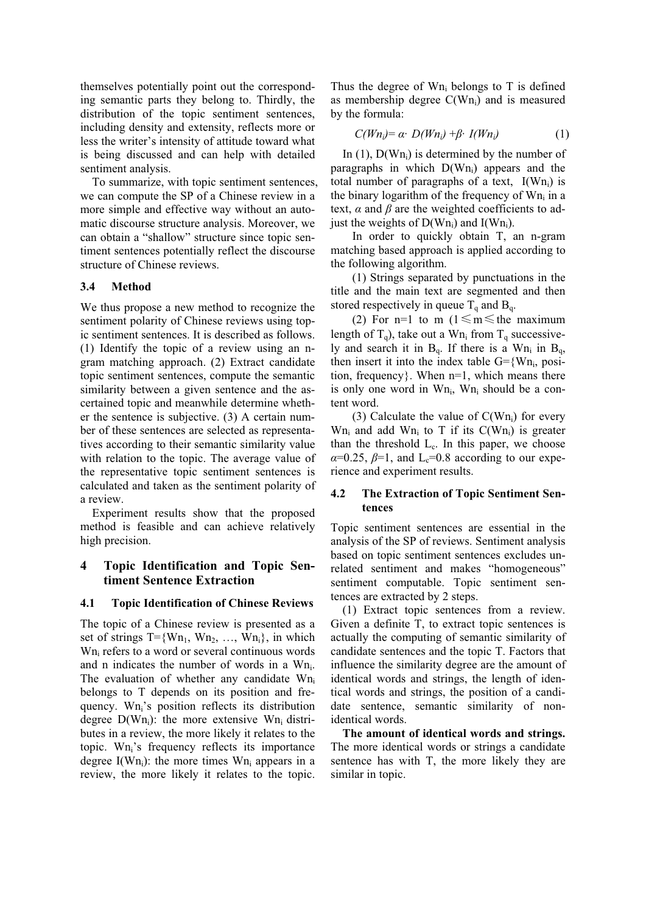themselves potentially point out the corresponding semantic parts they belong to. Thirdly, the distribution of the topic sentiment sentences, including density and extensity, reflects more or less the writer's intensity of attitude toward what is being discussed and can help with detailed sentiment analysis.

To summarize, with topic sentiment sentences, we can compute the SP of a Chinese review in a more simple and effective way without an automatic discourse structure analysis. Moreover, we can obtain a "shallow" structure since topic sentiment sentences potentially reflect the discourse structure of Chinese reviews.

### 3.4 Method

We thus propose a new method to recognize the sentiment polarity of Chinese reviews using topic sentiment sentences. It is described as follows. (1) Identify the topic of a review using an n-gram matching approach. (2) Extract candidate topic sentiment sentences, compute the semantic similarity between a given sentence and the ascertained topic and meanwhile determine whether the sentence is subjective. (3) A certain number of these sentences are selected as representatives according to their semantic similarity value with relation to the topic. The average value of the representative topic sentiment sentences is calculated and taken as the sentiment polarity of a review.

Experiment results show that the proposed method is feasible and can achieve relatively high precision.

## 4 Topic Identification and Topic Sentiment Sentence Extraction

### 4.1 Topic Identification of Chinese Reviews

The topic of a Chinese review is presented as a set of strings $T=\{Wn_1, Wn_2, \ldots, Wn_i\}$, in which $Wn_i$ refers to a word or several continuous words and n indicates the number of words in a $Wn_i$. The evaluation of whether any candidate $Wn_i$ belongs to T depends on its position and frequency. $Wn_i$'s position reflects its distribution degree $D(Wn_i)$: the more extensive $Wn_i$ distributes in a review, the more likely it relates to the topic. $Wn_i$'s frequency reflects its importance degree $I(Wn_i)$: the more times $Wn_i$ appears in a review, the more likely it relates to the topic. Thus the degree of $Wn_i$ belongs to T is defined as membership degree $C(Wn_i)$ and is measured by the formula:

$$C(Wn_i)= \alpha\cdot D(Wn_i) +\beta\cdot I(Wn_i) \tag{1}$$

In (1), $D(Wn_i)$ is determined by the number of paragraphs in which $D(Wn_i)$ appears and the total number of paragraphs of a text, $I(Wn_i)$ is the binary logarithm of the frequency of $Wn_i$ in a text, $\alpha$ and $\beta$ are the weighted coefficients to adjust the weights of $D(Wn_i)$ and $I(Wn_i)$.

In order to quickly obtain T, an n-gram matching based approach is applied according to the following algorithm.

(1) Strings separated by punctuations in the title and the main text are segmented and then stored respectively in queue $T_q$ and $B_q$.

(2) For n=1 to m ($1\leqslant m\leqslant$ the maximum length of $T_q$), take out a $Wn_i$ from $T_q$ successively and search it in $B_q$. If there is a $Wn_i$ in $B_q$, then insert it into the index table G={$Wn_i$, position, frequency}. When n=1, which means there is only one word in $Wn_i$, $Wn_i$ should be a content word.

(3) Calculate the value of $C(Wn_i)$ for every $Wn_i$ and add $Wn_i$ to T if its $C(Wn_i)$ is greater than the threshold $L_c$. In this paper, we choose $\alpha$=0.25, $\beta$=1, and $L_c$=0.8 according to our experience and experiment results.

### 4.2 The Extraction of Topic Sentiment Sentences

Topic sentiment sentences are essential in the analysis of the SP of reviews. Sentiment analysis based on topic sentiment sentences excludes unrelated sentiment and makes "homogeneous" sentiment computable. Topic sentiment sentences are extracted by 2 steps.

(1) Extract topic sentences from a review. Given a definite T, to extract topic sentences is actually the computing of semantic similarity of candidate sentences and the topic T. Factors that influence the similarity degree are the amount of identical words and strings, the length of identical words and strings, the position of a candidate sentence, semantic similarity of non-identical words.

**The amount of identical words and strings.** The more identical words or strings a candidate sentence has with T, the more likely they are similar in topic.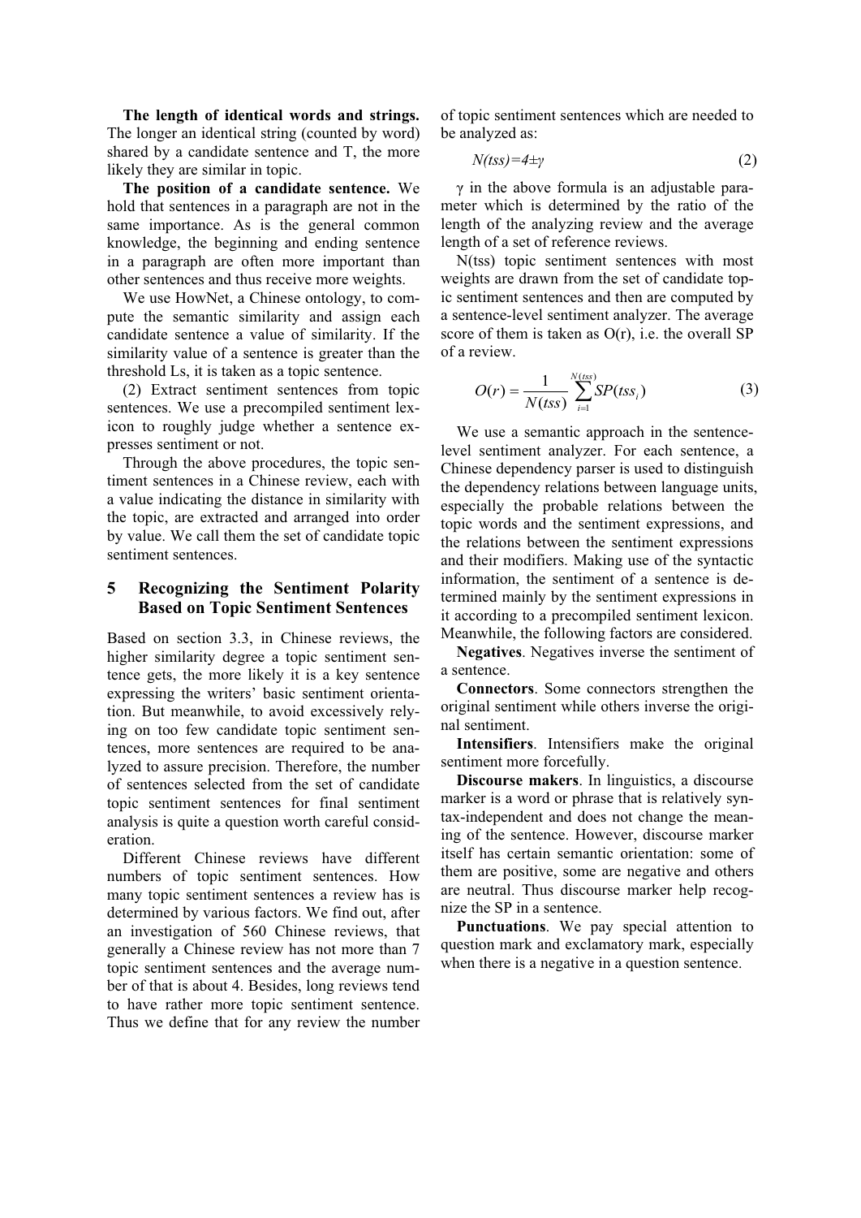**The length of identical words and strings.** The longer an identical string (counted by word) shared by a candidate sentence and T, the more likely they are similar in topic.

**The position of a candidate sentence.** We hold that sentences in a paragraph are not in the same importance. As is the general common knowledge, the beginning and ending sentence in a paragraph are often more important than other sentences and thus receive more weights.

We use HowNet, a Chinese ontology, to compute the semantic similarity and assign each candidate sentence a value of similarity. If the similarity value of a sentence is greater than the threshold Ls, it is taken as a topic sentence.

(2) Extract sentiment sentences from topic sentences. We use a precompiled sentiment lexicon to roughly judge whether a sentence expresses sentiment or not.

Through the above procedures, the topic sentiment sentences in a Chinese review, each with a value indicating the distance in similarity with the topic, are extracted and arranged into order by value. We call them the set of candidate topic sentiment sentences.

## 5 Recognizing the Sentiment Polarity Based on Topic Sentiment Sentences

Based on section 3.3, in Chinese reviews, the higher similarity degree a topic sentiment sentence gets, the more likely it is a key sentence expressing the writers' basic sentiment orientation. But meanwhile, to avoid excessively relying on too few candidate topic sentiment sentences, more sentences are required to be analyzed to assure precision. Therefore, the number of sentences selected from the set of candidate topic sentiment sentences for final sentiment analysis is quite a question worth careful consideration.

Different Chinese reviews have different numbers of topic sentiment sentences. How many topic sentiment sentences a review has is determined by various factors. We find out, after an investigation of 560 Chinese reviews, that generally a Chinese review has not more than 7 topic sentiment sentences and the average number of that is about 4. Besides, long reviews tend to have rather more topic sentiment sentence. Thus we define that for any review the number of topic sentiment sentences which are needed to be analyzed as:

$$N(tss)=4\pm\gamma \tag{2}$$

$\gamma$ in the above formula is an adjustable parameter which is determined by the ratio of the length of the analyzing review and the average length of a set of reference reviews.

N(tss) topic sentiment sentences with most weights are drawn from the set of candidate topic sentiment sentences and then are computed by a sentence-level sentiment analyzer. The average score of them is taken as O(r), i.e. the overall SP of a review.

$$O(r)=\frac{1}{N(tss)}\sum_{i=1}^{N(tss)}SP(tss_i) \tag{3}$$

We use a semantic approach in the sentence-level sentiment analyzer. For each sentence, a Chinese dependency parser is used to distinguish the dependency relations between language units, especially the probable relations between the topic words and the sentiment expressions, and the relations between the sentiment expressions and their modifiers. Making use of the syntactic information, the sentiment of a sentence is determined mainly by the sentiment expressions in it according to a precompiled sentiment lexicon. Meanwhile, the following factors are considered.

**Negatives**. Negatives inverse the sentiment of a sentence.

**Connectors**. Some connectors strengthen the original sentiment while others inverse the original sentiment.

**Intensifiers**. Intensifiers make the original sentiment more forcefully.

**Discourse makers**. In linguistics, a discourse marker is a word or phrase that is relatively syntax-independent and does not change the meaning of the sentence. However, discourse marker itself has certain semantic orientation: some of them are positive, some are negative and others are neutral. Thus discourse marker help recognize the SP in a sentence.

**Punctuations**. We pay special attention to question mark and exclamatory mark, especially when there is a negative in a question sentence.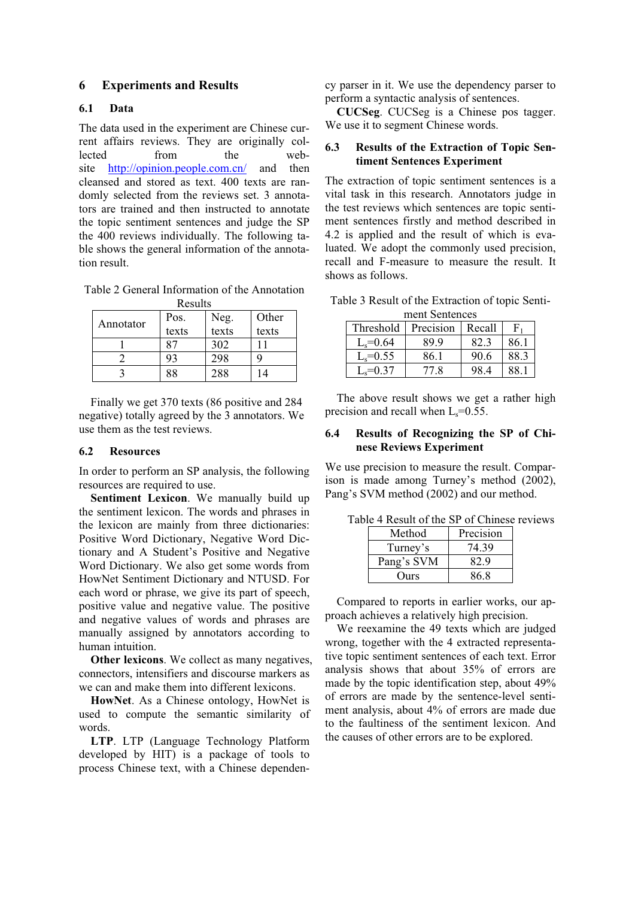## 6 Experiments and Results

### 6.1 Data

The data used in the experiment are Chinese current affairs reviews. They are originally collected from the website http://opinion.people.com.cn/ and then cleansed and stored as text. 400 texts are randomly selected from the reviews set. 3 annotators are trained and then instructed to annotate the topic sentiment sentences and judge the SP the 400 reviews individually. The following table shows the general information of the annotation result.

Table 2 General Information of the Annotation Results

| Annotator | Pos. texts | Neg. texts | Other texts |
|---|---|---|---|
| 1 | 87 | 302 | 11 |
| 2 | 93 | 298 | 9 |
| 3 | 88 | 288 | 14 |

Finally we get 370 texts (86 positive and 284 negative) totally agreed by the 3 annotators. We use them as the test reviews.

### 6.2 Resources

In order to perform an SP analysis, the following resources are required to use.

**Sentiment Lexicon**. We manually build up the sentiment lexicon. The words and phrases in the lexicon are mainly from three dictionaries: Positive Word Dictionary, Negative Word Dictionary and A Student's Positive and Negative Word Dictionary. We also get some words from HowNet Sentiment Dictionary and NTUSD. For each word or phrase, we give its part of speech, positive value and negative value. The positive and negative values of words and phrases are manually assigned by annotators according to human intuition.

**Other lexicons**. We collect as many negatives, connectors, intensifiers and discourse markers as we can and make them into different lexicons.

**HowNet**. As a Chinese ontology, HowNet is used to compute the semantic similarity of words.

**LTP**. LTP (Language Technology Platform developed by HIT) is a package of tools to process Chinese text, with a Chinese dependency parser in it. We use the dependency parser to perform a syntactic analysis of sentences.

**CUCSeg**. CUCSeg is a Chinese pos tagger. We use it to segment Chinese words.

### 6.3 Results of the Extraction of Topic Sentiment Sentences Experiment

The extraction of topic sentiment sentences is a vital task in this research. Annotators judge in the test reviews which sentences are topic sentiment sentences firstly and method described in 4.2 is applied and the result of which is evaluated. We adopt the commonly used precision, recall and F-measure to measure the result. It shows as follows.

Table 3 Result of the Extraction of topic Sentiment Sentences

| Threshold | Precision | Recall | $F_1$ |
|---|---|---|---|
| $L_s$=0.64 | 89.9 | 82.3 | 86.1 |
| $L_s$=0.55 | 86.1 | 90.6 | 88.3 |
| $L_s$=0.37 | 77.8 | 98.4 | 88.1 |

The above result shows we get a rather high precision and recall when $L_s$=0.55.

### 6.4 Results of Recognizing the SP of Chinese Reviews Experiment

We use precision to measure the result. Comparison is made among Turney's method (2002), Pang's SVM method (2002) and our method.

Table 4 Result of the SP of Chinese reviews

| Method | Precision |
|---|---|
| Turney's | 74.39 |
| Pang's SVM | 82.9 |
| Ours | 86.8 |

Compared to reports in earlier works, our approach achieves a relatively high precision.

We reexamine the 49 texts which are judged wrong, together with the 4 extracted representative topic sentiment sentences of each text. Error analysis shows that about 35% of errors are made by the topic identification step, about 49% of errors are made by the sentence-level sentiment analysis, about 4% of errors are made due to the faultiness of the sentiment lexicon. And the causes of other errors are to be explored.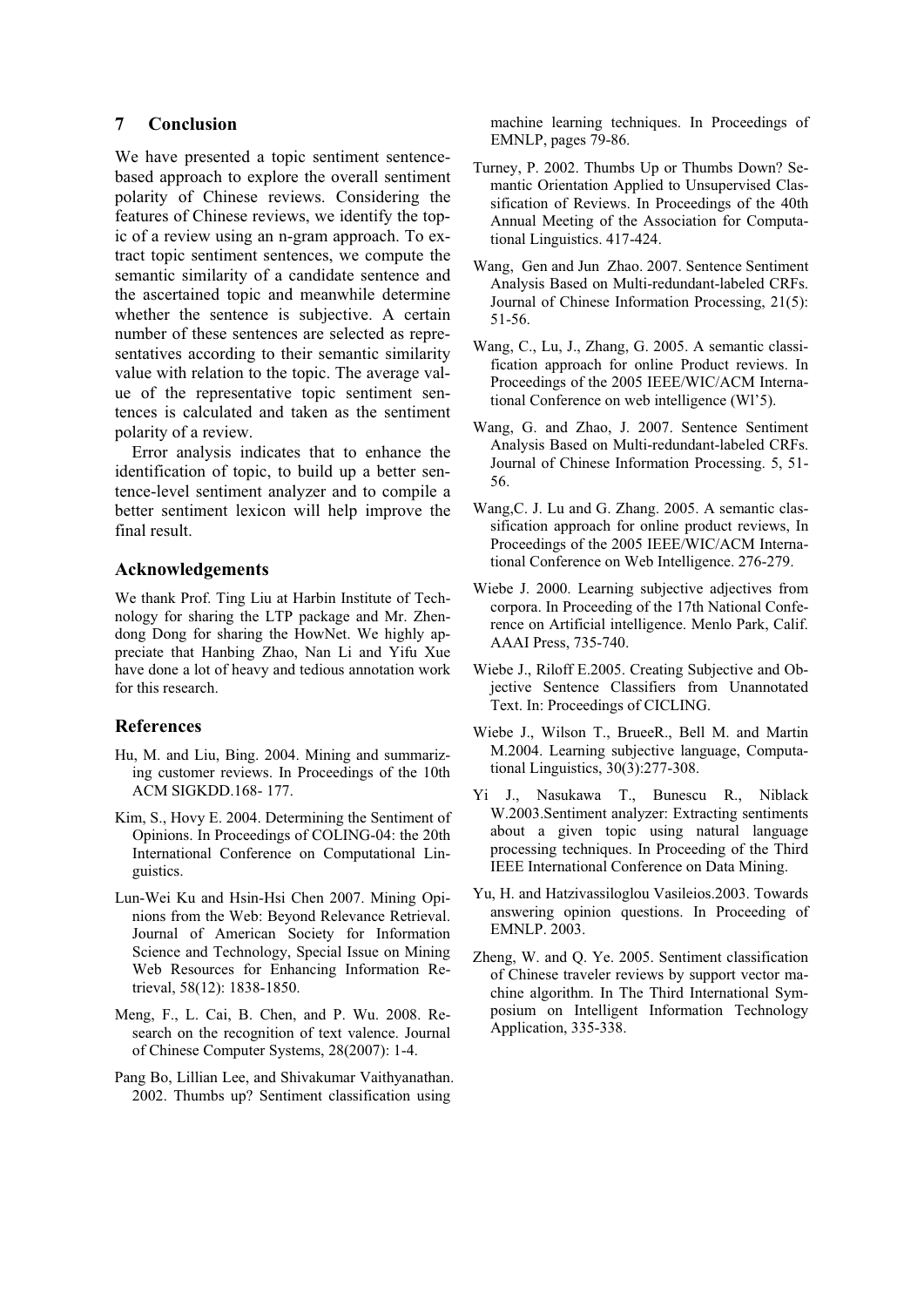## 7 Conclusion

We have presented a topic sentiment sentence-based approach to explore the overall sentiment polarity of Chinese reviews. Considering the features of Chinese reviews, we identify the topic of a review using an n-gram approach. To extract topic sentiment sentences, we compute the semantic similarity of a candidate sentence and the ascertained topic and meanwhile determine whether the sentence is subjective. A certain number of these sentences are selected as representatives according to their semantic similarity value with relation to the topic. The average value of the representative topic sentiment sentences is calculated and taken as the sentiment polarity of a review.

Error analysis indicates that to enhance the identification of topic, to build up a better sentence-level sentiment analyzer and to compile a better sentiment lexicon will help improve the final result.

## Acknowledgements

We thank Prof. Ting Liu at Harbin Institute of Technology for sharing the LTP package and Mr. Zhendong Dong for sharing the HowNet. We highly appreciate that Hanbing Zhao, Nan Li and Yifu Xue have done a lot of heavy and tedious annotation work for this research.

## References

Hu, M. and Liu, Bing. 2004. Mining and summarizing customer reviews. In Proceedings of the 10th ACM SIGKDD.168- 177.

Kim, S., Hovy E. 2004. Determining the Sentiment of Opinions. In Proceedings of COLING-04: the 20th International Conference on Computational Linguistics.

Lun-Wei Ku and Hsin-Hsi Chen 2007. Mining Opinions from the Web: Beyond Relevance Retrieval. Journal of American Society for Information Science and Technology, Special Issue on Mining Web Resources for Enhancing Information Retrieval, 58(12): 1838-1850.

Meng, F., L. Cai, B. Chen, and P. Wu. 2008. Research on the recognition of text valence. Journal of Chinese Computer Systems, 28(2007): 1-4.

Pang Bo, Lillian Lee, and Shivakumar Vaithyanathan. 2002. Thumbs up? Sentiment classification using machine learning techniques. In Proceedings of EMNLP, pages 79-86.

Turney, P. 2002. Thumbs Up or Thumbs Down? Semantic Orientation Applied to Unsupervised Classification of Reviews. In Proceedings of the 40th Annual Meeting of the Association for Computational Linguistics. 417-424.

Wang, Gen and Jun Zhao. 2007. Sentence Sentiment Analysis Based on Multi-redundant-labeled CRFs. Journal of Chinese Information Processing, 21(5): 51-56.

Wang, C., Lu, J., Zhang, G. 2005. A semantic classification approach for online Product reviews. In Proceedings of the 2005 IEEE/WIC/ACM International Conference on web intelligence (Wl'5).

Wang, G. and Zhao, J. 2007. Sentence Sentiment Analysis Based on Multi-redundant-labeled CRFs. Journal of Chinese Information Processing. 5, 51-56.

Wang,C. J. Lu and G. Zhang. 2005. A semantic classification approach for online product reviews, In Proceedings of the 2005 IEEE/WIC/ACM International Conference on Web Intelligence. 276-279.

Wiebe J. 2000. Learning subjective adjectives from corpora. In Proceeding of the 17th National Conference on Artificial intelligence. Menlo Park, Calif. AAAI Press, 735-740.

Wiebe J., Riloff E.2005. Creating Subjective and Objective Sentence Classifiers from Unannotated Text. In: Proceedings of CICLING.

Wiebe J., Wilson T., BrueeR., Bell M. and Martin M.2004. Learning subjective language, Computational Linguistics, 30(3):277-308.

Yi J., Nasukawa T., Bunescu R., Niblack W.2003.Sentiment analyzer: Extracting sentiments about a given topic using natural language processing techniques. In Proceeding of the Third IEEE International Conference on Data Mining.

Yu, H. and Hatzivassiloglou Vasileios.2003. Towards answering opinion questions. In Proceeding of EMNLP. 2003.

Zheng, W. and Q. Ye. 2005. Sentiment classification of Chinese traveler reviews by support vector machine algorithm. In The Third International Symposium on Intelligent Information Technology Application, 335-338.